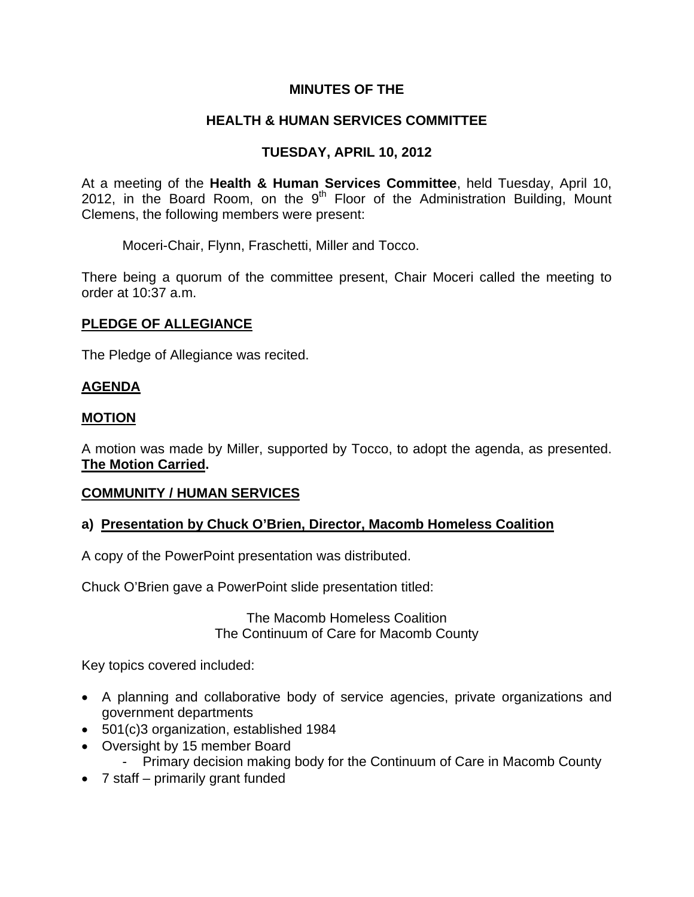# MINUTES OF THE

# HEALTH & HUMAN SERVICES COMMITTEE

# TUESDAY, APRIL 10, 2012

At a meeting of the **Health & Human Services Committee**, held Tuesday, April 10, 2012, in the Board Room, on the 9th Floor of the Administration Building, Mount Clemens, the following members were present:

Moceri-Chair, Flynn, Fraschetti, Miller and Tocco.

There being a quorum of the committee present, Chair Moceri called the meeting to order at 10:37 a.m.

## PLEDGE OF ALLEGIANCE

The Pledge of Allegiance was recited.

## AGENDA

## MOTION

A motion was made by Miller, supported by Tocco, to adopt the agenda, as presented. **The Motion Carried.**

## COMMUNITY / HUMAN SERVICES

### a) Presentation by Chuck O'Brien, Director, Macomb Homeless Coalition

A copy of the PowerPoint presentation was distributed.

Chuck O'Brien gave a PowerPoint slide presentation titled:

The Macomb Homeless Coalition
The Continuum of Care for Macomb County

Key topics covered included:

- A planning and collaborative body of service agencies, private organizations and government departments
- 501(c)3 organization, established 1984
- Oversight by 15 member Board
  - Primary decision making body for the Continuum of Care in Macomb County
- 7 staff – primarily grant funded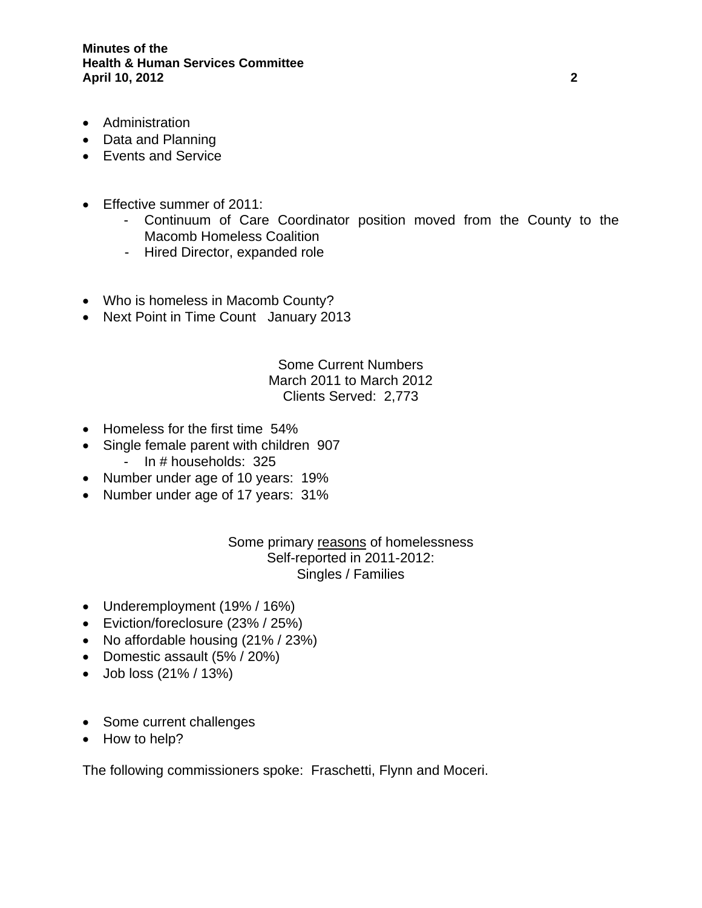- Administration
- Data and Planning
- Events and Service

- Effective summer of 2011:
  - Continuum of Care Coordinator position moved from the County to the Macomb Homeless Coalition
  - Hired Director, expanded role

- Who is homeless in Macomb County?
- Next Point in Time Count January 2013

Some Current Numbers
March 2011 to March 2012
Clients Served: 2,773

- Homeless for the first time 54%
- Single female parent with children 907
  - In # households: 325
- Number under age of 10 years: 19%
- Number under age of 17 years: 31%

Some primary <u>reasons</u> of homelessness
Self-reported in 2011-2012:
Singles / Families

- Underemployment (19% / 16%)
- Eviction/foreclosure (23% / 25%)
- No affordable housing (21% / 23%)
- Domestic assault (5% / 20%)
- Job loss (21% / 13%)

- Some current challenges
- How to help?

The following commissioners spoke: Fraschetti, Flynn and Moceri.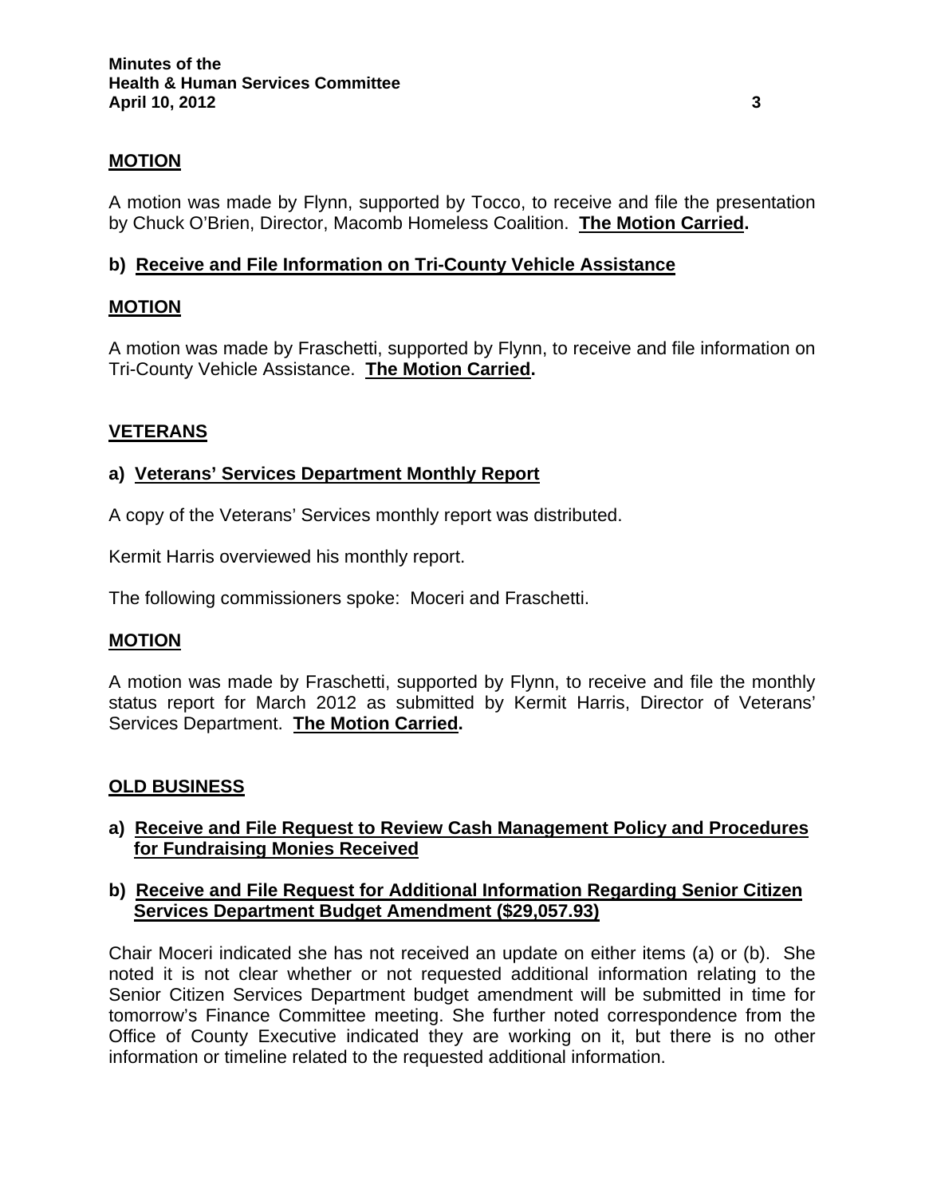**MOTION**

A motion was made by Flynn, supported by Tocco, to receive and file the presentation by Chuck O'Brien, Director, Macomb Homeless Coalition. **The Motion Carried.**

**b) Receive and File Information on Tri-County Vehicle Assistance**

**MOTION**

A motion was made by Fraschetti, supported by Flynn, to receive and file information on Tri-County Vehicle Assistance. **The Motion Carried.**

## VETERANS

**a) Veterans' Services Department Monthly Report**

A copy of the Veterans' Services monthly report was distributed.

Kermit Harris overviewed his monthly report.

The following commissioners spoke: Moceri and Fraschetti.

**MOTION**

A motion was made by Fraschetti, supported by Flynn, to receive and file the monthly status report for March 2012 as submitted by Kermit Harris, Director of Veterans' Services Department. **The Motion Carried.**

## OLD BUSINESS

**a) Receive and File Request to Review Cash Management Policy and Procedures for Fundraising Monies Received**

**b) Receive and File Request for Additional Information Regarding Senior Citizen Services Department Budget Amendment ($29,057.93)**

Chair Moceri indicated she has not received an update on either items (a) or (b). She noted it is not clear whether or not requested additional information relating to the Senior Citizen Services Department budget amendment will be submitted in time for tomorrow's Finance Committee meeting. She further noted correspondence from the Office of County Executive indicated they are working on it, but there is no other information or timeline related to the requested additional information.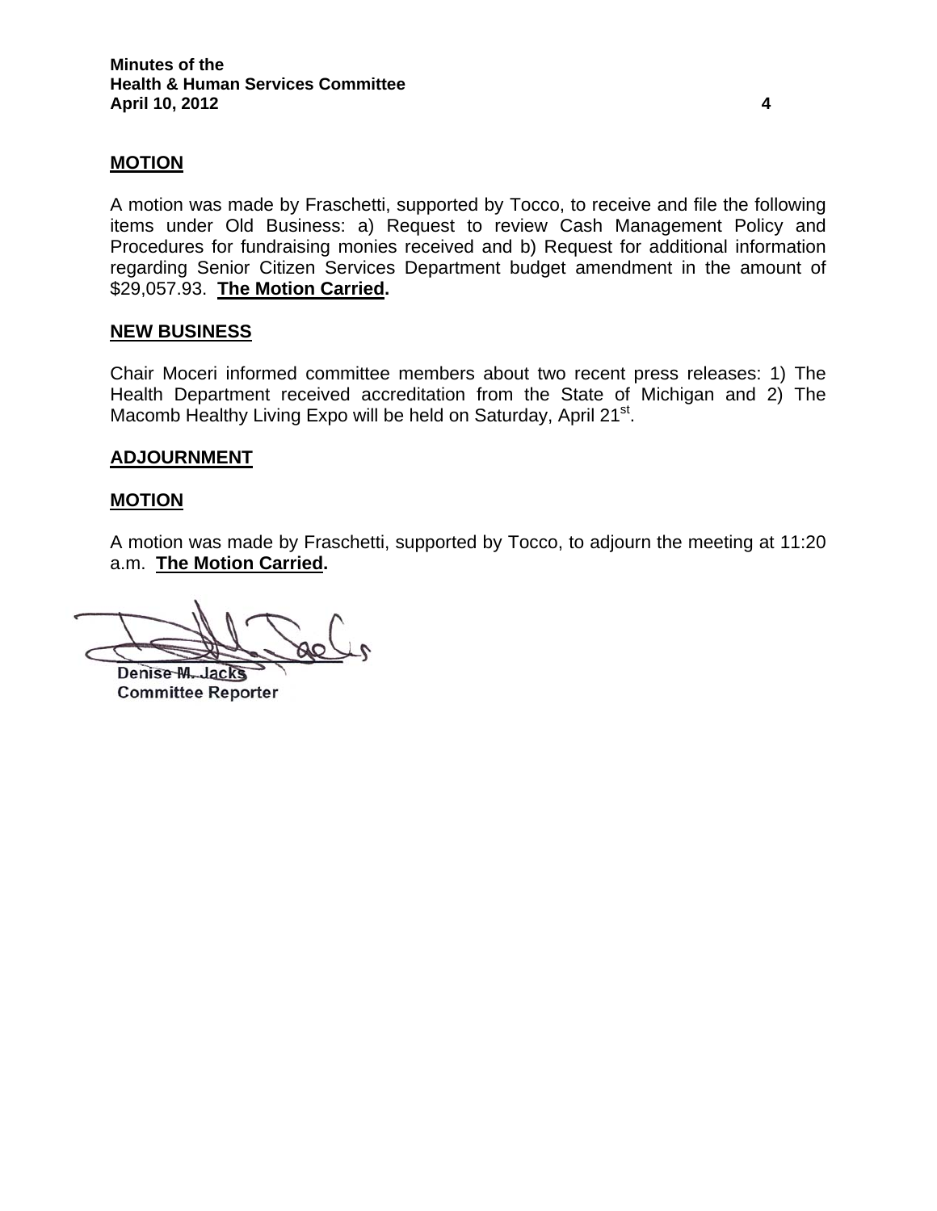**MOTION**

A motion was made by Fraschetti, supported by Tocco, to receive and file the following items under Old Business: a) Request to review Cash Management Policy and Procedures for fundraising monies received and b) Request for additional information regarding Senior Citizen Services Department budget amendment in the amount of $29,057.93. **The Motion Carried.**

**NEW BUSINESS**

Chair Moceri informed committee members about two recent press releases: 1) The Health Department received accreditation from the State of Michigan and 2) The Macomb Healthy Living Expo will be held on Saturday, April 21st.

**ADJOURNMENT**

**MOTION**

A motion was made by Fraschetti, supported by Tocco, to adjourn the meeting at 11:20 a.m. **The Motion Carried.**

Denise M. Jacks
Committee Reporter